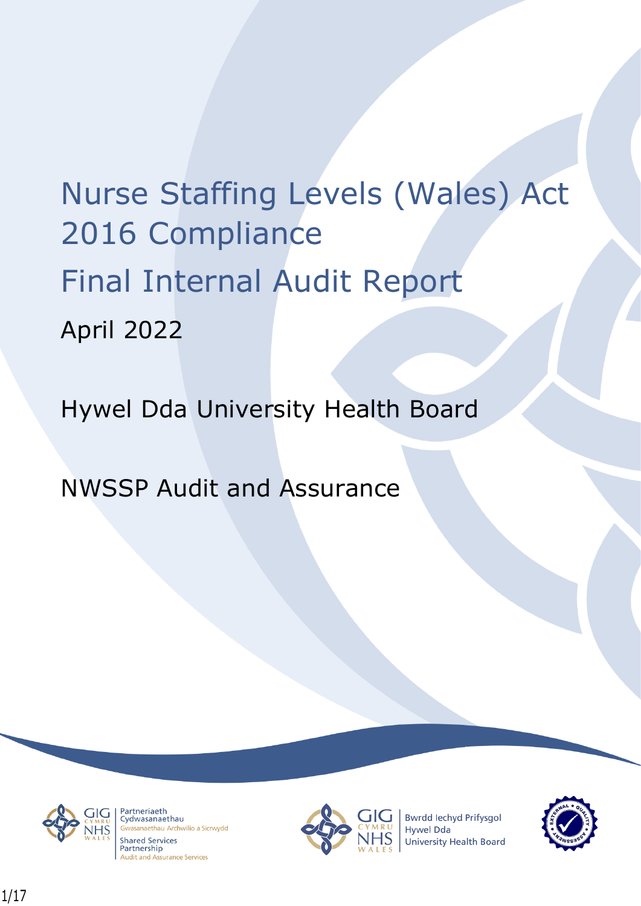# Nurse Staffing Levels (Wales) Act 2016 Compliance

# Final Internal Audit Report

April 2022

Hywel Dda University Health Board

NWSSP Audit and Assurance

Partneriaeth Cydwasanaethau
Gwasanaethau Archwilio a Sicrwydd
Shared Services Partnership
Audit and Assurance Services

Bwrdd Iechyd Prifysgol Hywel Dda
University Health Board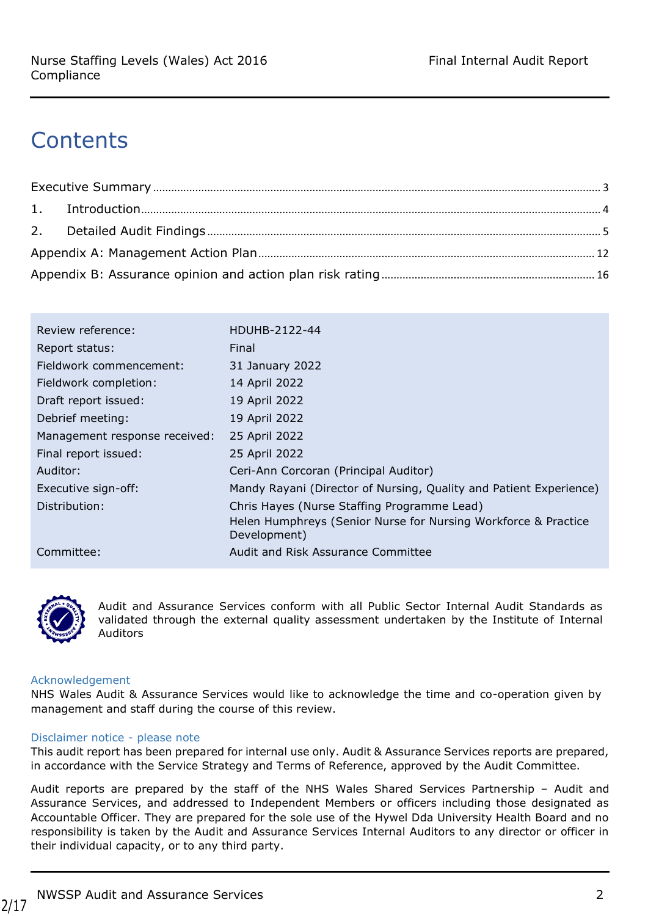# Contents

Executive Summary ..... 3

1. Introduction ..... 4
2. Detailed Audit Findings ..... 5

Appendix A: Management Action Plan ..... 12

Appendix B: Assurance opinion and action plan risk rating ..... 16

| | |
|---|---|
| Review reference: | HDUHB-2122-44 |
| Report status: | Final |
| Fieldwork commencement: | 31 January 2022 |
| Fieldwork completion: | 14 April 2022 |
| Draft report issued: | 19 April 2022 |
| Debrief meeting: | 19 April 2022 |
| Management response received: | 25 April 2022 |
| Final report issued: | 25 April 2022 |
| Auditor: | Ceri-Ann Corcoran (Principal Auditor) |
| Executive sign-off: | Mandy Rayani (Director of Nursing, Quality and Patient Experience) |
| Distribution: | Chris Hayes (Nurse Staffing Programme Lead)<br>Helen Humphreys (Senior Nurse for Nursing Workforce & Practice Development) |
| Committee: | Audit and Risk Assurance Committee |

Audit and Assurance Services conform with all Public Sector Internal Audit Standards as validated through the external quality assessment undertaken by the Institute of Internal Auditors

### Acknowledgement

NHS Wales Audit & Assurance Services would like to acknowledge the time and co-operation given by management and staff during the course of this review.

### Disclaimer notice - please note

This audit report has been prepared for internal use only. Audit & Assurance Services reports are prepared, in accordance with the Service Strategy and Terms of Reference, approved by the Audit Committee.

Audit reports are prepared by the staff of the NHS Wales Shared Services Partnership – Audit and Assurance Services, and addressed to Independent Members or officers including those designated as Accountable Officer. They are prepared for the sole use of the Hywel Dda University Health Board and no responsibility is taken by the Audit and Assurance Services Internal Auditors to any director or officer in their individual capacity, or to any third party.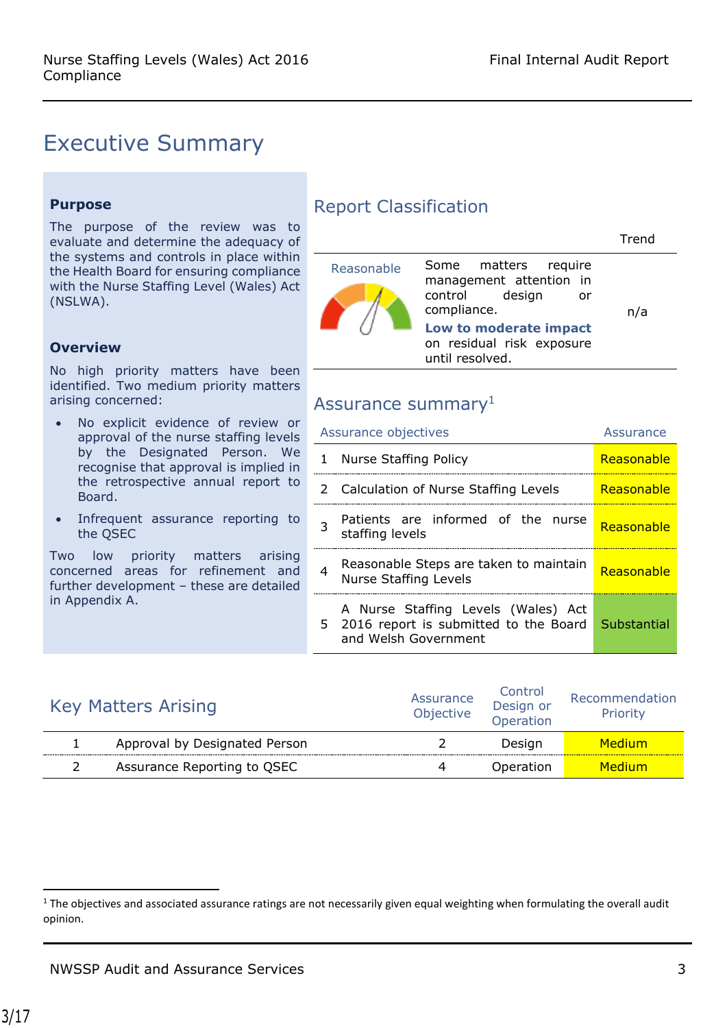# Executive Summary

**Purpose**

The purpose of the review was to evaluate and determine the adequacy of the systems and controls in place within the Health Board for ensuring compliance with the Nurse Staffing Level (Wales) Act (NSLWA).

**Overview**

No high priority matters have been identified. Two medium priority matters arising concerned:

- No explicit evidence of review or approval of the nurse staffing levels by the Designated Person. We recognise that approval is implied in the retrospective annual report to Board.
- Infrequent assurance reporting to the QSEC

Two low priority matters arising concerned areas for refinement and further development – these are detailed in Appendix A.

## Report Classification

| | | Trend |
|---|---|---|
| Reasonable | Some matters require management attention in control design or compliance. **Low to moderate impact** on residual risk exposure until resolved. | n/a |

## Assurance summary[1]

| | Assurance objectives | Assurance |
|---|---|---|
| 1 | Nurse Staffing Policy | Reasonable |
| 2 | Calculation of Nurse Staffing Levels | Reasonable |
| 3 | Patients are informed of the nurse staffing levels | Reasonable |
| 4 | Reasonable Steps are taken to maintain Nurse Staffing Levels | Reasonable |
| 5 | A Nurse Staffing Levels (Wales) Act 2016 report is submitted to the Board and Welsh Government | Substantial |

## Key Matters Arising

| | Key Matters Arising | Assurance Objective | Control Design or Operation | Recommendation Priority |
|---|---|---|---|---|
| 1 | Approval by Designated Person | 2 | Design | Medium |
| 2 | Assurance Reporting to QSEC | 4 | Operation | Medium |

[1] The objectives and associated assurance ratings are not necessarily given equal weighting when formulating the overall audit opinion.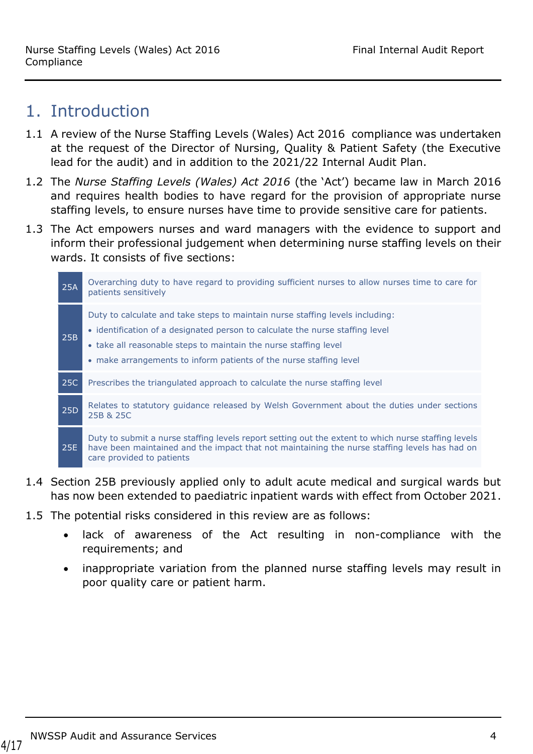## 1. Introduction

1.1 A review of the Nurse Staffing Levels (Wales) Act 2016 compliance was undertaken at the request of the Director of Nursing, Quality & Patient Safety (the Executive lead for the audit) and in addition to the 2021/22 Internal Audit Plan.

1.2 The *Nurse Staffing Levels (Wales) Act 2016* (the 'Act') became law in March 2016 and requires health bodies to have regard for the provision of appropriate nurse staffing levels, to ensure nurses have time to provide sensitive care for patients.

1.3 The Act empowers nurses and ward managers with the evidence to support and inform their professional judgement when determining nurse staffing levels on their wards. It consists of five sections:

| Section | Description |
|---|---|
| 25A | Overarching duty to have regard to providing sufficient nurses to allow nurses time to care for patients sensitively |
| 25B | Duty to calculate and take steps to maintain nurse staffing levels including:<br>• identification of a designated person to calculate the nurse staffing level<br>• take all reasonable steps to maintain the nurse staffing level<br>• make arrangements to inform patients of the nurse staffing level |
| 25C | Prescribes the triangulated approach to calculate the nurse staffing level |
| 25D | Relates to statutory guidance released by Welsh Government about the duties under sections 25B & 25C |
| 25E | Duty to submit a nurse staffing levels report setting out the extent to which nurse staffing levels have been maintained and the impact that not maintaining the nurse staffing levels has had on care provided to patients |

1.4 Section 25B previously applied only to adult acute medical and surgical wards but has now been extended to paediatric inpatient wards with effect from October 2021.

1.5 The potential risks considered in this review are as follows:

- lack of awareness of the Act resulting in non-compliance with the requirements; and
- inappropriate variation from the planned nurse staffing levels may result in poor quality care or patient harm.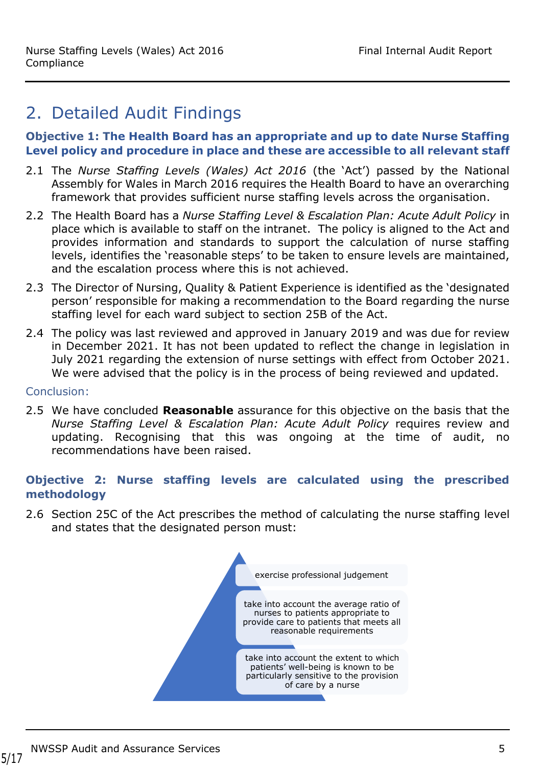## 2. Detailed Audit Findings

**Objective 1: The Health Board has an appropriate and up to date Nurse Staffing Level policy and procedure in place and these are accessible to all relevant staff**

2.1 The *Nurse Staffing Levels (Wales) Act 2016* (the 'Act') passed by the National Assembly for Wales in March 2016 requires the Health Board to have an overarching framework that provides sufficient nurse staffing levels across the organisation.

2.2 The Health Board has a *Nurse Staffing Level & Escalation Plan: Acute Adult Policy* in place which is available to staff on the intranet. The policy is aligned to the Act and provides information and standards to support the calculation of nurse staffing levels, identifies the 'reasonable steps' to be taken to ensure levels are maintained, and the escalation process where this is not achieved.

2.3 The Director of Nursing, Quality & Patient Experience is identified as the 'designated person' responsible for making a recommendation to the Board regarding the nurse staffing level for each ward subject to section 25B of the Act.

2.4 The policy was last reviewed and approved in January 2019 and was due for review in December 2021. It has not been updated to reflect the change in legislation in July 2021 regarding the extension of nurse settings with effect from October 2021. We were advised that the policy is in the process of being reviewed and updated.

Conclusion:

2.5 We have concluded **Reasonable** assurance for this objective on the basis that the *Nurse Staffing Level & Escalation Plan: Acute Adult Policy* requires review and updating. Recognising that this was ongoing at the time of audit, no recommendations have been raised.

**Objective 2: Nurse staffing levels are calculated using the prescribed methodology**

2.6 Section 25C of the Act prescribes the method of calculating the nurse staffing level and states that the designated person must:

- exercise professional judgement
- take into account the average ratio of nurses to patients appropriate to provide care to patients that meets all reasonable requirements
- take into account the extent to which patients' well-being is known to be particularly sensitive to the provision of care by a nurse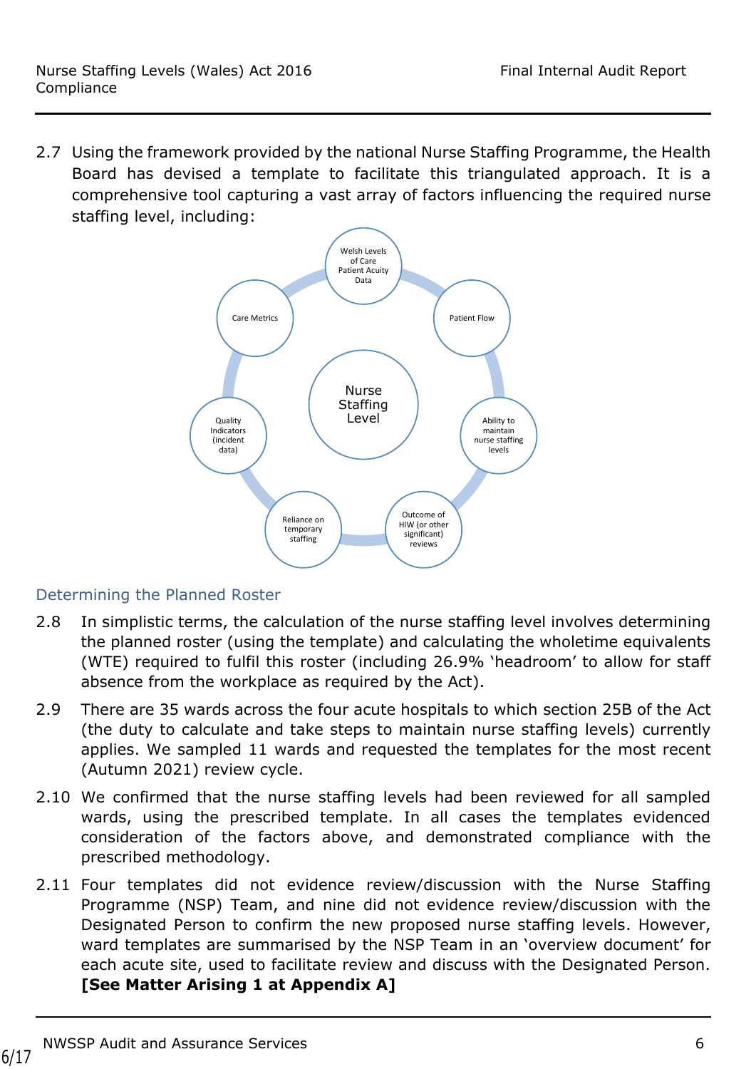2.7 Using the framework provided by the national Nurse Staffing Programme, the Health Board has devised a template to facilitate this triangulated approach. It is a comprehensive tool capturing a vast array of factors influencing the required nurse staffing level, including:

- Nurse Staffing Level
  - Welsh Levels of Care Patient Acuity Data
  - Patient Flow
  - Ability to maintain nurse staffing levels
  - Outcome of HIW (or other significant) reviews
  - Reliance on temporary staffing
  - Quality Indicators (incident data)
  - Care Metrics

### Determining the Planned Roster

2.8 In simplistic terms, the calculation of the nurse staffing level involves determining the planned roster (using the template) and calculating the wholetime equivalents (WTE) required to fulfil this roster (including 26.9% 'headroom' to allow for staff absence from the workplace as required by the Act).

2.9 There are 35 wards across the four acute hospitals to which section 25B of the Act (the duty to calculate and take steps to maintain nurse staffing levels) currently applies. We sampled 11 wards and requested the templates for the most recent (Autumn 2021) review cycle.

2.10 We confirmed that the nurse staffing levels had been reviewed for all sampled wards, using the prescribed template. In all cases the templates evidenced consideration of the factors above, and demonstrated compliance with the prescribed methodology.

2.11 Four templates did not evidence review/discussion with the Nurse Staffing Programme (NSP) Team, and nine did not evidence review/discussion with the Designated Person to confirm the new proposed nurse staffing levels. However, ward templates are summarised by the NSP Team in an 'overview document' for each acute site, used to facilitate review and discuss with the Designated Person. **[See Matter Arising 1 at Appendix A]**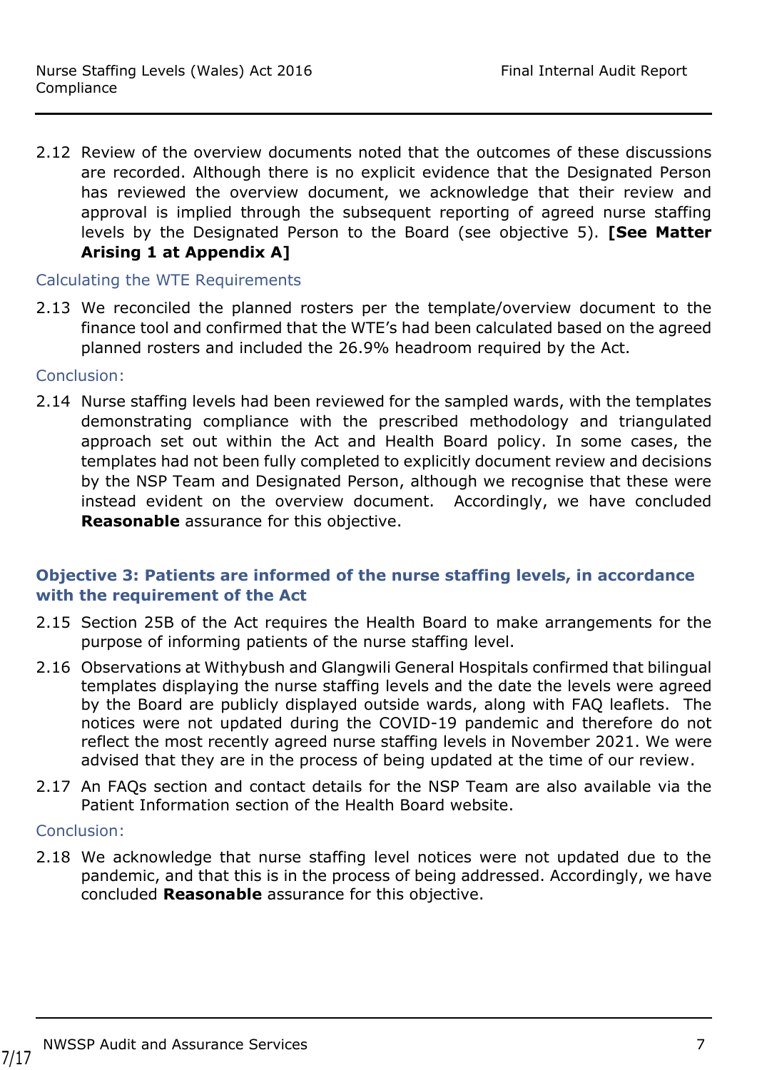2.12 Review of the overview documents noted that the outcomes of these discussions are recorded. Although there is no explicit evidence that the Designated Person has reviewed the overview document, we acknowledge that their review and approval is implied through the subsequent reporting of agreed nurse staffing levels by the Designated Person to the Board (see objective 5). **[See Matter Arising 1 at Appendix A]**

### Calculating the WTE Requirements

2.13 We reconciled the planned rosters per the template/overview document to the finance tool and confirmed that the WTE's had been calculated based on the agreed planned rosters and included the 26.9% headroom required by the Act.

### Conclusion:

2.14 Nurse staffing levels had been reviewed for the sampled wards, with the templates demonstrating compliance with the prescribed methodology and triangulated approach set out within the Act and Health Board policy. In some cases, the templates had not been fully completed to explicitly document review and decisions by the NSP Team and Designated Person, although we recognise that these were instead evident on the overview document. Accordingly, we have concluded **Reasonable** assurance for this objective.

## Objective 3: Patients are informed of the nurse staffing levels, in accordance with the requirement of the Act

2.15 Section 25B of the Act requires the Health Board to make arrangements for the purpose of informing patients of the nurse staffing level.

2.16 Observations at Withybush and Glangwili General Hospitals confirmed that bilingual templates displaying the nurse staffing levels and the date the levels were agreed by the Board are publicly displayed outside wards, along with FAQ leaflets. The notices were not updated during the COVID-19 pandemic and therefore do not reflect the most recently agreed nurse staffing levels in November 2021. We were advised that they are in the process of being updated at the time of our review.

2.17 An FAQs section and contact details for the NSP Team are also available via the Patient Information section of the Health Board website.

### Conclusion:

2.18 We acknowledge that nurse staffing level notices were not updated due to the pandemic, and that this is in the process of being addressed. Accordingly, we have concluded **Reasonable** assurance for this objective.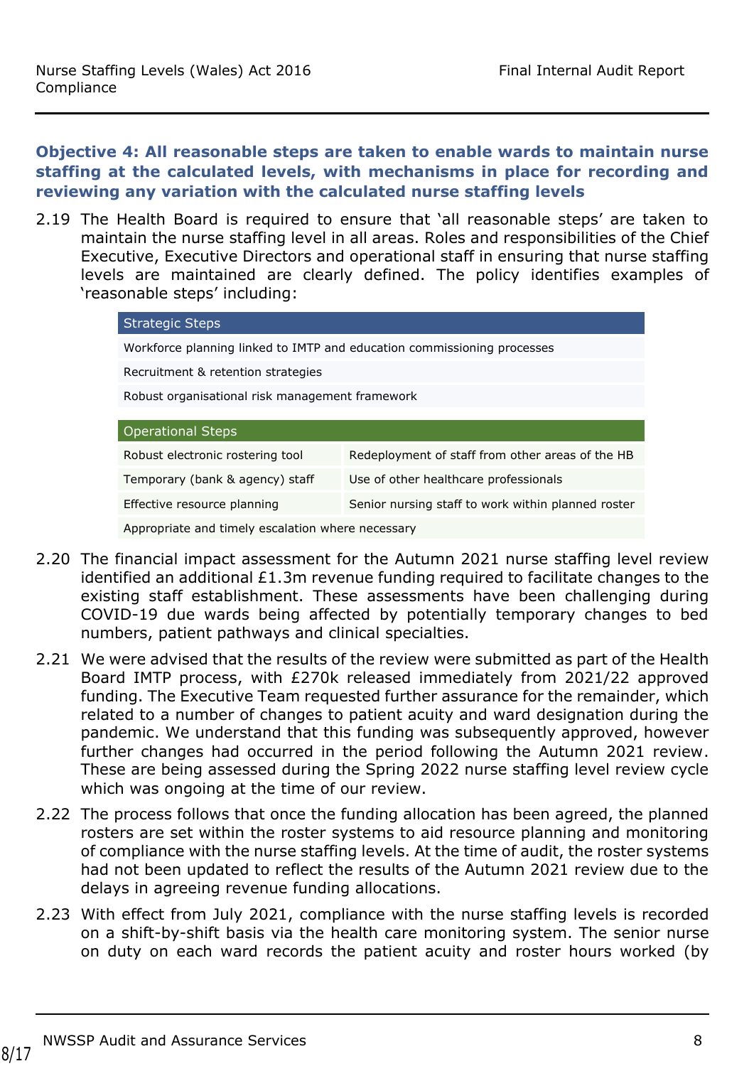### Objective 4: All reasonable steps are taken to enable wards to maintain nurse staffing at the calculated levels, with mechanisms in place for recording and reviewing any variation with the calculated nurse staffing levels

2.19 The Health Board is required to ensure that 'all reasonable steps' are taken to maintain the nurse staffing level in all areas. Roles and responsibilities of the Chief Executive, Executive Directors and operational staff in ensuring that nurse staffing levels are maintained are clearly defined. The policy identifies examples of 'reasonable steps' including:

| Strategic Steps |
|---|
| Workforce planning linked to IMTP and education commissioning processes |
| Recruitment & retention strategies |
| Robust organisational risk management framework |

| Operational Steps | |
|---|---|
| Robust electronic rostering tool | Redeployment of staff from other areas of the HB |
| Temporary (bank & agency) staff | Use of other healthcare professionals |
| Effective resource planning | Senior nursing staff to work within planned roster |
| Appropriate and timely escalation where necessary | |

2.20 The financial impact assessment for the Autumn 2021 nurse staffing level review identified an additional £1.3m revenue funding required to facilitate changes to the existing staff establishment. These assessments have been challenging during COVID-19 due wards being affected by potentially temporary changes to bed numbers, patient pathways and clinical specialties.

2.21 We were advised that the results of the review were submitted as part of the Health Board IMTP process, with £270k released immediately from 2021/22 approved funding. The Executive Team requested further assurance for the remainder, which related to a number of changes to patient acuity and ward designation during the pandemic. We understand that this funding was subsequently approved, however further changes had occurred in the period following the Autumn 2021 review. These are being assessed during the Spring 2022 nurse staffing level review cycle which was ongoing at the time of our review.

2.22 The process follows that once the funding allocation has been agreed, the planned rosters are set within the roster systems to aid resource planning and monitoring of compliance with the nurse staffing levels. At the time of audit, the roster systems had not been updated to reflect the results of the Autumn 2021 review due to the delays in agreeing revenue funding allocations.

2.23 With effect from July 2021, compliance with the nurse staffing levels is recorded on a shift-by-shift basis via the health care monitoring system. The senior nurse on duty on each ward records the patient acuity and roster hours worked (by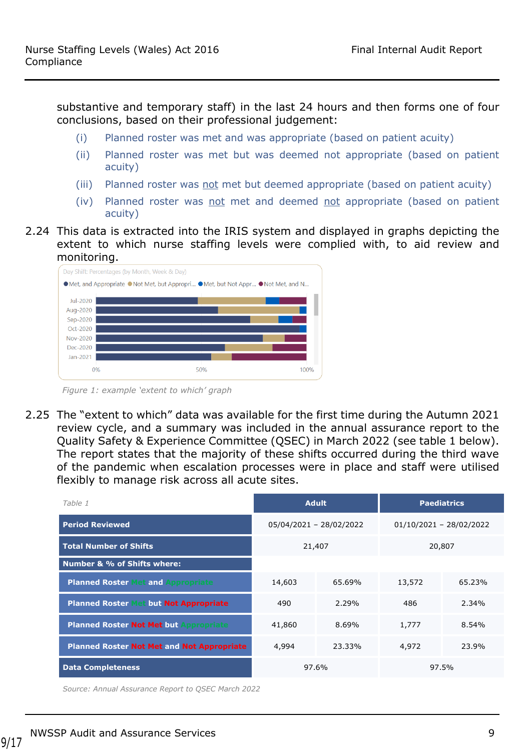substantive and temporary staff) in the last 24 hours and then forms one of four conclusions, based on their professional judgement:

(i) Planned roster was met and was appropriate (based on patient acuity)

(ii) Planned roster was met but was deemed not appropriate (based on patient acuity)

(iii) Planned roster was not met but deemed appropriate (based on patient acuity)

(iv) Planned roster was not met and deemed not appropriate (based on patient acuity)

2.24 This data is extracted into the IRIS system and displayed in graphs depicting the extent to which nurse staffing levels were complied with, to aid review and monitoring.

*Figure 1: example 'extent to which' graph*

2.25 The "extent to which" data was available for the first time during the Autumn 2021 review cycle, and a summary was included in the annual assurance report to the Quality Safety & Experience Committee (QSEC) in March 2022 (see table 1 below). The report states that the majority of these shifts occurred during the third wave of the pandemic when escalation processes were in place and staff were utilised flexibly to manage risk across all acute sites.

*Table 1*

| | Adult | | Paediatrics | |
|---|---|---|---|---|
| **Period Reviewed** | 05/04/2021 – 28/02/2022 | | 01/10/2021 – 28/02/2022 | |
| **Total Number of Shifts** | 21,407 | | 20,807 | |
| **Number & % of Shifts where:** | | | | |
| **Planned Roster Met and Appropriate** | 14,603 | 65.69% | 13,572 | 65.23% |
| **Planned Roster Met but Not Appropriate** | 490 | 2.29% | 486 | 2.34% |
| **Planned Roster Not Met but Appropriate** | 41,860 | 8.69% | 1,777 | 8.54% |
| **Planned Roster Not Met and Not Appropriate** | 4,994 | 23.33% | 4,972 | 23.9% |
| **Data Completeness** | 97.6% | | 97.5% | |

*Source: Annual Assurance Report to QSEC March 2022*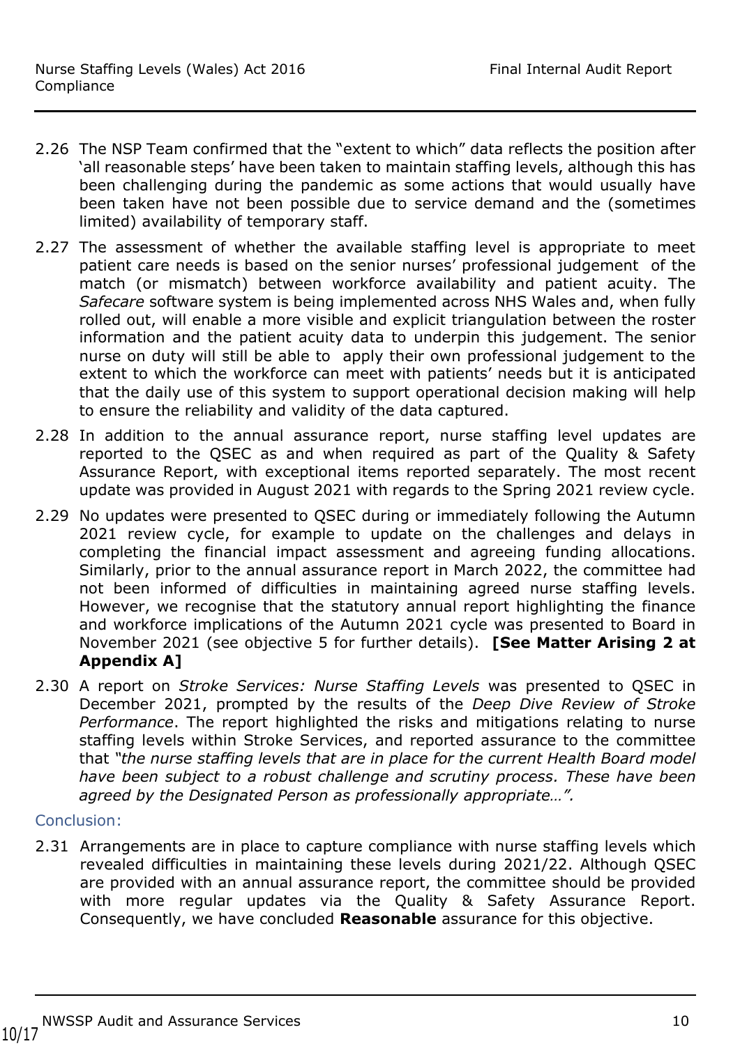2.26 The NSP Team confirmed that the "extent to which" data reflects the position after 'all reasonable steps' have been taken to maintain staffing levels, although this has been challenging during the pandemic as some actions that would usually have been taken have not been possible due to service demand and the (sometimes limited) availability of temporary staff.

2.27 The assessment of whether the available staffing level is appropriate to meet patient care needs is based on the senior nurses' professional judgement of the match (or mismatch) between workforce availability and patient acuity. The *Safecare* software system is being implemented across NHS Wales and, when fully rolled out, will enable a more visible and explicit triangulation between the roster information and the patient acuity data to underpin this judgement. The senior nurse on duty will still be able to apply their own professional judgement to the extent to which the workforce can meet with patients' needs but it is anticipated that the daily use of this system to support operational decision making will help to ensure the reliability and validity of the data captured.

2.28 In addition to the annual assurance report, nurse staffing level updates are reported to the QSEC as and when required as part of the Quality & Safety Assurance Report, with exceptional items reported separately. The most recent update was provided in August 2021 with regards to the Spring 2021 review cycle.

2.29 No updates were presented to QSEC during or immediately following the Autumn 2021 review cycle, for example to update on the challenges and delays in completing the financial impact assessment and agreeing funding allocations. Similarly, prior to the annual assurance report in March 2022, the committee had not been informed of difficulties in maintaining agreed nurse staffing levels. However, we recognise that the statutory annual report highlighting the finance and workforce implications of the Autumn 2021 cycle was presented to Board in November 2021 (see objective 5 for further details). **[See Matter Arising 2 at Appendix A]**

2.30 A report on *Stroke Services: Nurse Staffing Levels* was presented to QSEC in December 2021, prompted by the results of the *Deep Dive Review of Stroke Performance*. The report highlighted the risks and mitigations relating to nurse staffing levels within Stroke Services, and reported assurance to the committee that *"the nurse staffing levels that are in place for the current Health Board model have been subject to a robust challenge and scrutiny process. These have been agreed by the Designated Person as professionally appropriate…".*

### Conclusion:

2.31 Arrangements are in place to capture compliance with nurse staffing levels which revealed difficulties in maintaining these levels during 2021/22. Although QSEC are provided with an annual assurance report, the committee should be provided with more regular updates via the Quality & Safety Assurance Report. Consequently, we have concluded **Reasonable** assurance for this objective.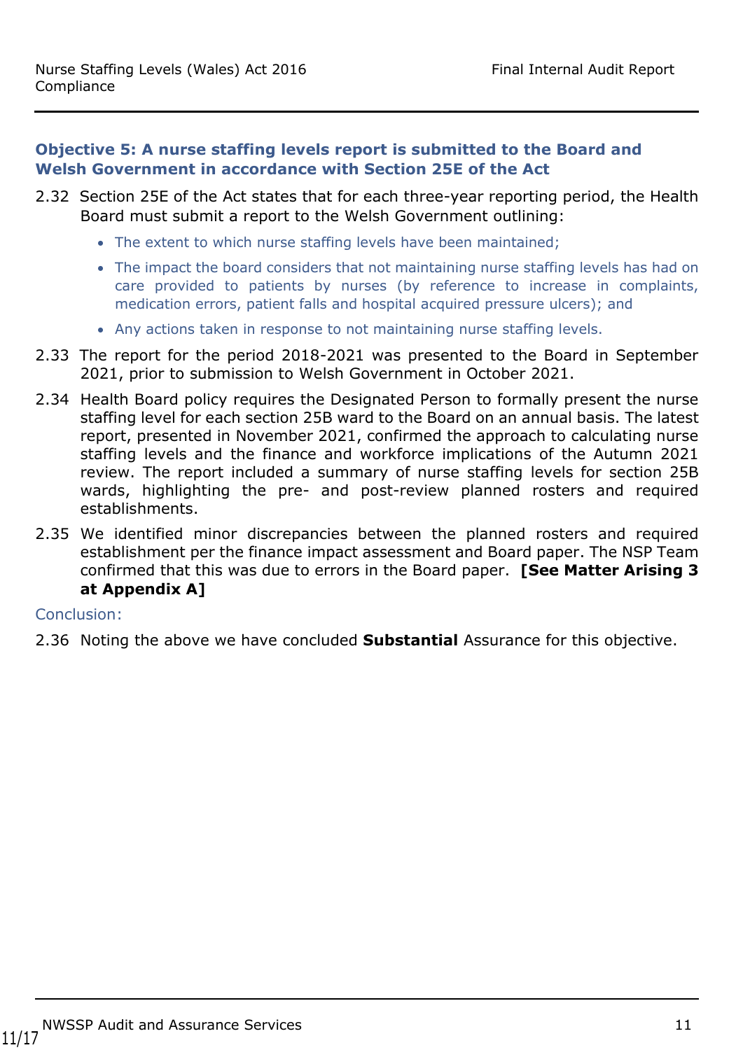### Objective 5: A nurse staffing levels report is submitted to the Board and Welsh Government in accordance with Section 25E of the Act

2.32 Section 25E of the Act states that for each three-year reporting period, the Health Board must submit a report to the Welsh Government outlining:

- The extent to which nurse staffing levels have been maintained;
- The impact the board considers that not maintaining nurse staffing levels has had on care provided to patients by nurses (by reference to increase in complaints, medication errors, patient falls and hospital acquired pressure ulcers); and
- Any actions taken in response to not maintaining nurse staffing levels.

2.33 The report for the period 2018-2021 was presented to the Board in September 2021, prior to submission to Welsh Government in October 2021.

2.34 Health Board policy requires the Designated Person to formally present the nurse staffing level for each section 25B ward to the Board on an annual basis. The latest report, presented in November 2021, confirmed the approach to calculating nurse staffing levels and the finance and workforce implications of the Autumn 2021 review. The report included a summary of nurse staffing levels for section 25B wards, highlighting the pre- and post-review planned rosters and required establishments.

2.35 We identified minor discrepancies between the planned rosters and required establishment per the finance impact assessment and Board paper. The NSP Team confirmed that this was due to errors in the Board paper. **[See Matter Arising 3 at Appendix A]**

Conclusion:

2.36 Noting the above we have concluded **Substantial** Assurance for this objective.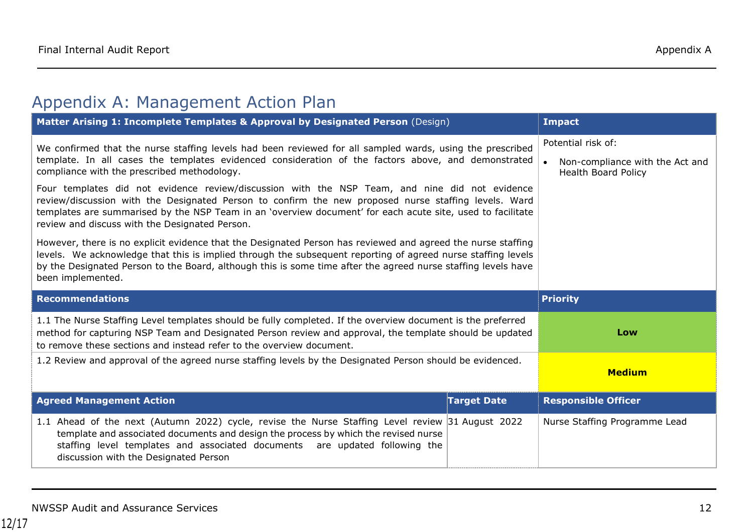# Appendix A: Management Action Plan

| **Matter Arising 1: Incomplete Templates & Approval by Designated Person** (Design) | | **Impact** |
|---|---|---|
| We confirmed that the nurse staffing levels had been reviewed for all sampled wards, using the prescribed template. In all cases the templates evidenced consideration of the factors above, and demonstrated compliance with the prescribed methodology.<br><br>Four templates did not evidence review/discussion with the NSP Team, and nine did not evidence review/discussion with the Designated Person to confirm the new proposed nurse staffing levels. Ward templates are summarised by the NSP Team in an 'overview document' for each acute site, used to facilitate review and discuss with the Designated Person.<br><br>However, there is no explicit evidence that the Designated Person has reviewed and agreed the nurse staffing levels. We acknowledge that this is implied through the subsequent reporting of agreed nurse staffing levels by the Designated Person to the Board, although this is some time after the agreed nurse staffing levels have been implemented. | | Potential risk of:<br><br>• Non-compliance with the Act and Health Board Policy |
| **Recommendations** | | **Priority** |
| 1.1 The Nurse Staffing Level templates should be fully completed. If the overview document is the preferred method for capturing NSP Team and Designated Person review and approval, the template should be updated to remove these sections and instead refer to the overview document. | | **Low** |
| 1.2 Review and approval of the agreed nurse staffing levels by the Designated Person should be evidenced. | | **Medium** |
| **Agreed Management Action** | **Target Date** | **Responsible Officer** |
| 1.1 Ahead of the next (Autumn 2022) cycle, revise the Nurse Staffing Level review template and associated documents and design the process by which the revised nurse staffing level templates and associated documents are updated following the discussion with the Designated Person | 31 August 2022 | Nurse Staffing Programme Lead |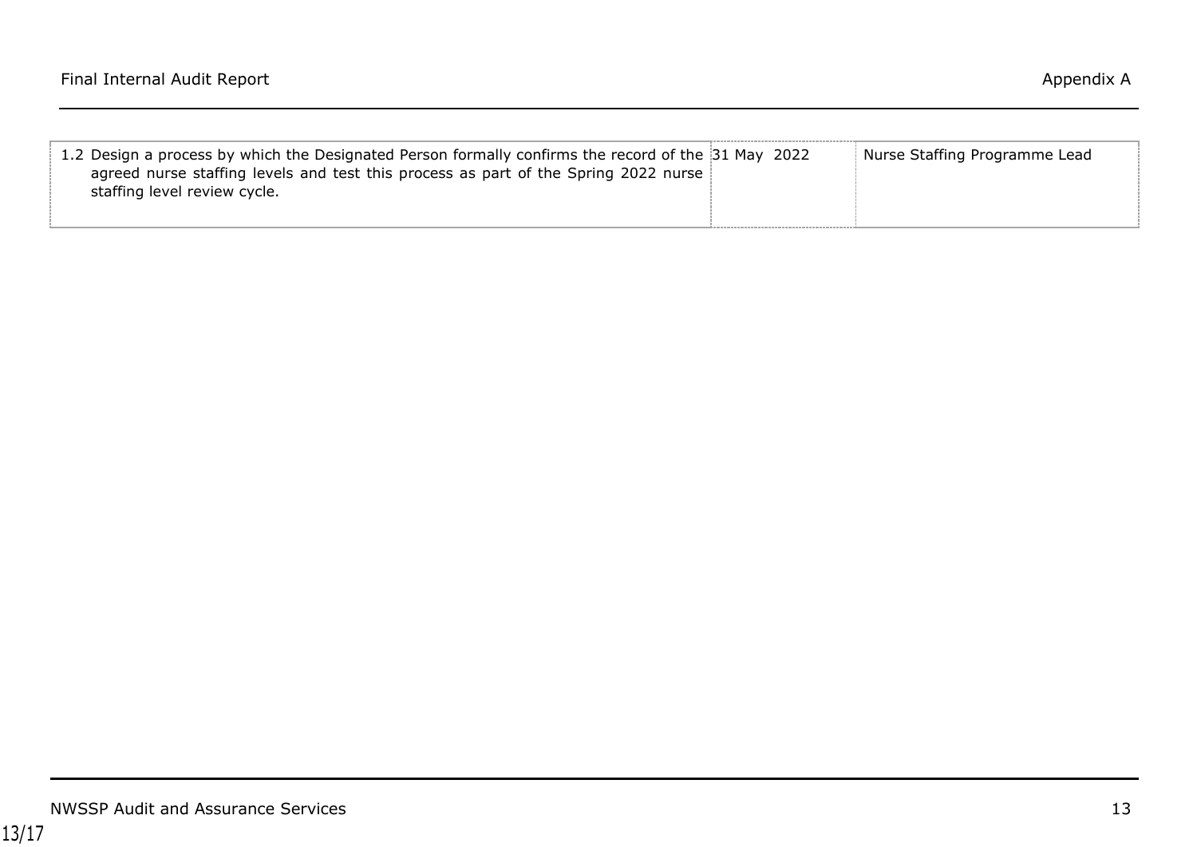| | | |
|---|---|---|
| 1.2 Design a process by which the Designated Person formally confirms the record of the agreed nurse staffing levels and test this process as part of the Spring 2022 nurse staffing level review cycle. | 31 May 2022 | Nurse Staffing Programme Lead |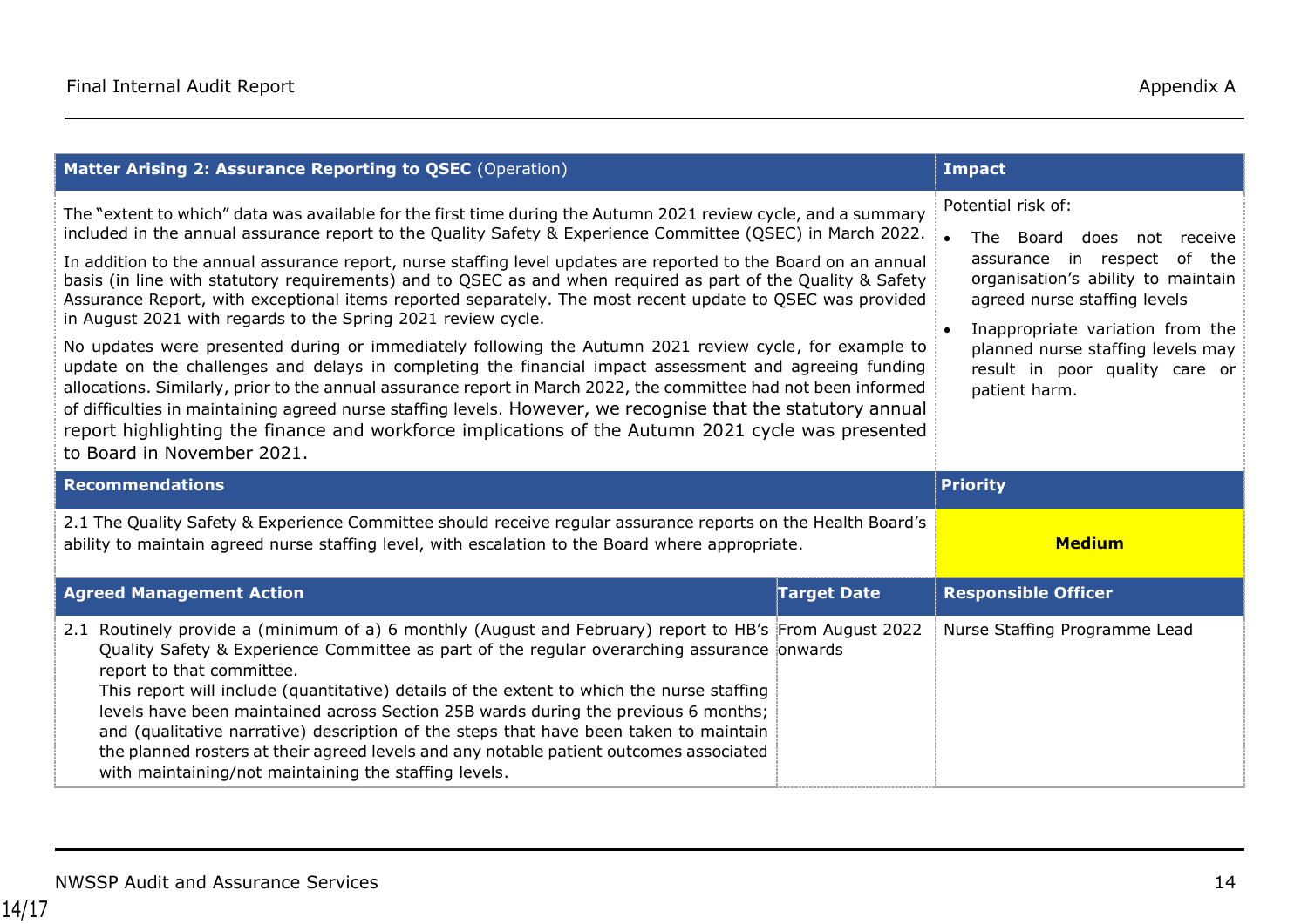| **Matter Arising 2: Assurance Reporting to QSEC** (Operation) | | **Impact** |
|---|---|---|
| The "extent to which" data was available for the first time during the Autumn 2021 review cycle, and a summary included in the annual assurance report to the Quality Safety & Experience Committee (QSEC) in March 2022.<br><br>In addition to the annual assurance report, nurse staffing level updates are reported to the Board on an annual basis (in line with statutory requirements) and to QSEC as and when required as part of the Quality & Safety Assurance Report, with exceptional items reported separately. The most recent update to QSEC was provided in August 2021 with regards to the Spring 2021 review cycle.<br><br>No updates were presented during or immediately following the Autumn 2021 review cycle, for example to update on the challenges and delays in completing the financial impact assessment and agreeing funding allocations. Similarly, prior to the annual assurance report in March 2022, the committee had not been informed of difficulties in maintaining agreed nurse staffing levels. However, we recognise that the statutory annual report highlighting the finance and workforce implications of the Autumn 2021 cycle was presented to Board in November 2021. | | Potential risk of:<br><br>• The Board does not receive assurance in respect of the organisation's ability to maintain agreed nurse staffing levels<br><br>• Inappropriate variation from the planned nurse staffing levels may result in poor quality care or patient harm. |
| **Recommendations** | | **Priority** |
| 2.1 The Quality Safety & Experience Committee should receive regular assurance reports on the Health Board's ability to maintain agreed nurse staffing level, with escalation to the Board where appropriate. | | **Medium** |
| **Agreed Management Action** | **Target Date** | **Responsible Officer** |
| 2.1 Routinely provide a (minimum of a) 6 monthly (August and February) report to HB's Quality Safety & Experience Committee as part of the regular overarching assurance report to that committee.<br>This report will include (quantitative) details of the extent to which the nurse staffing levels have been maintained across Section 25B wards during the previous 6 months; and (qualitative narrative) description of the steps that have been taken to maintain the planned rosters at their agreed levels and any notable patient outcomes associated with maintaining/not maintaining the staffing levels. | From August 2022 onwards | Nurse Staffing Programme Lead |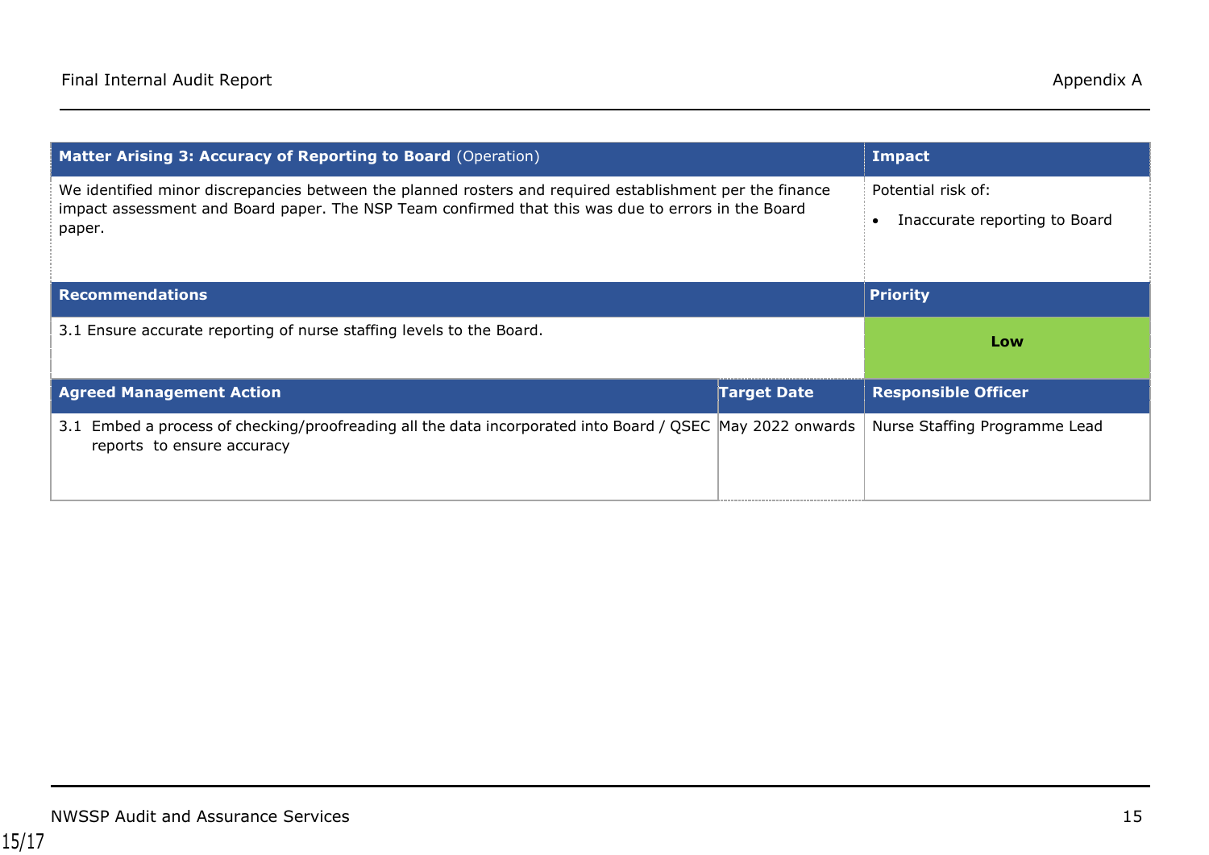| **Matter Arising 3: Accuracy of Reporting to Board** (Operation) | | **Impact** |
| --- | --- | --- |
| We identified minor discrepancies between the planned rosters and required establishment per the finance impact assessment and Board paper. The NSP Team confirmed that this was due to errors in the Board paper. | | Potential risk of:<br>• Inaccurate reporting to Board |
| **Recommendations** | | **Priority** |
| 3.1 Ensure accurate reporting of nurse staffing levels to the Board. | | **Low** |
| **Agreed Management Action** | **Target Date** | **Responsible Officer** |
| 3.1 Embed a process of checking/proofreading all the data incorporated into Board / QSEC reports to ensure accuracy | May 2022 onwards | Nurse Staffing Programme Lead |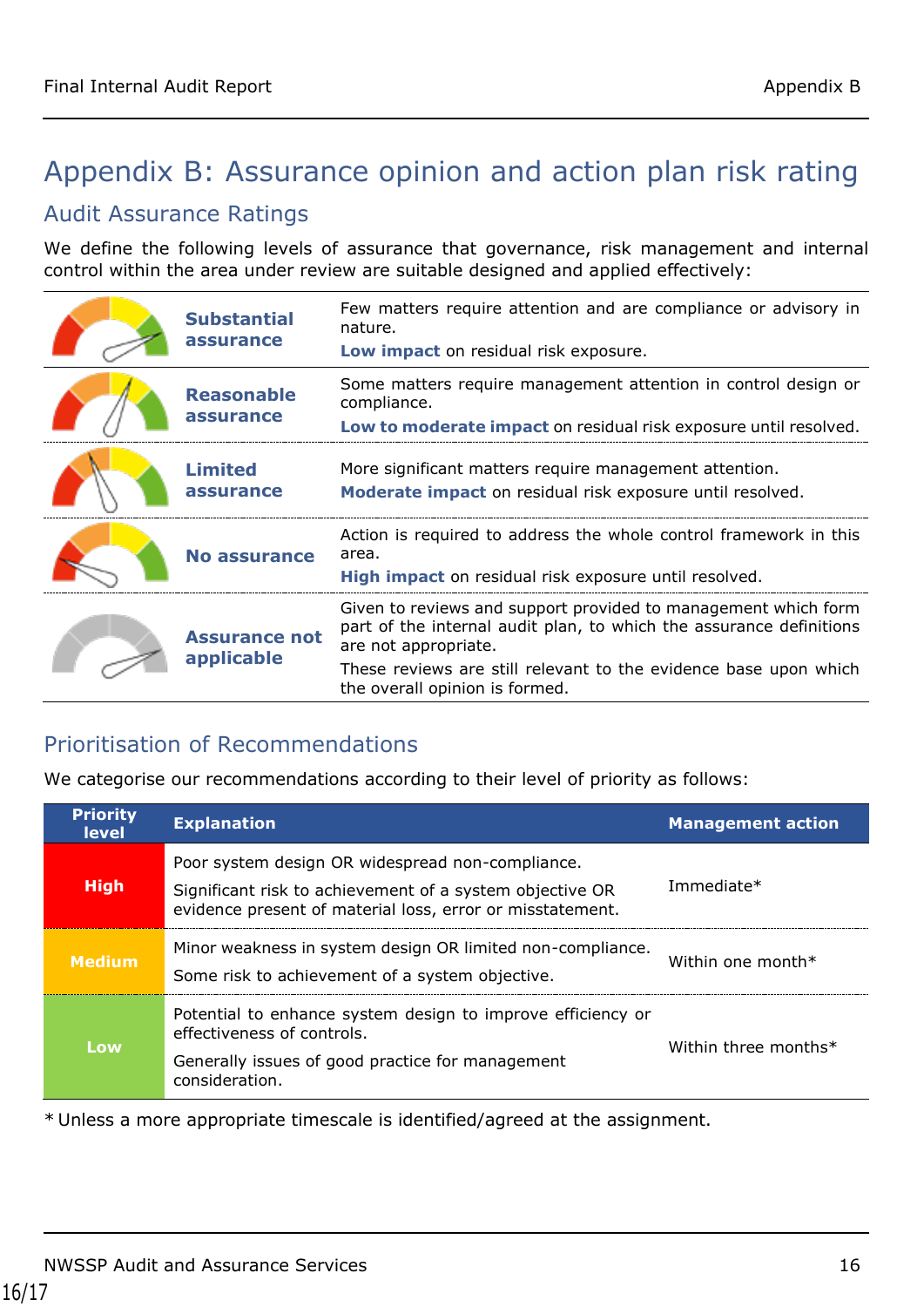# Appendix B: Assurance opinion and action plan risk rating

## Audit Assurance Ratings

We define the following levels of assurance that governance, risk management and internal control within the area under review are suitable designed and applied effectively:

| | Rating | Definition |
|---|---|---|
| | **Substantial assurance** | Few matters require attention and are compliance or advisory in nature.<br>**Low impact** on residual risk exposure. |
| | **Reasonable assurance** | Some matters require management attention in control design or compliance.<br>**Low to moderate impact** on residual risk exposure until resolved. |
| | **Limited assurance** | More significant matters require management attention.<br>**Moderate impact** on residual risk exposure until resolved. |
| | **No assurance** | Action is required to address the whole control framework in this area.<br>**High impact** on residual risk exposure until resolved. |
| | **Assurance not applicable** | Given to reviews and support provided to management which form part of the internal audit plan, to which the assurance definitions are not appropriate.<br>These reviews are still relevant to the evidence base upon which the overall opinion is formed. |

## Prioritisation of Recommendations

We categorise our recommendations according to their level of priority as follows:

| Priority level | Explanation | Management action |
|---|---|---|
| **High** | Poor system design OR widespread non-compliance.<br>Significant risk to achievement of a system objective OR evidence present of material loss, error or misstatement. | Immediate* |
| **Medium** | Minor weakness in system design OR limited non-compliance.<br>Some risk to achievement of a system objective. | Within one month* |
| **Low** | Potential to enhance system design to improve efficiency or effectiveness of controls.<br>Generally issues of good practice for management consideration. | Within three months* |

* Unless a more appropriate timescale is identified/agreed at the assignment.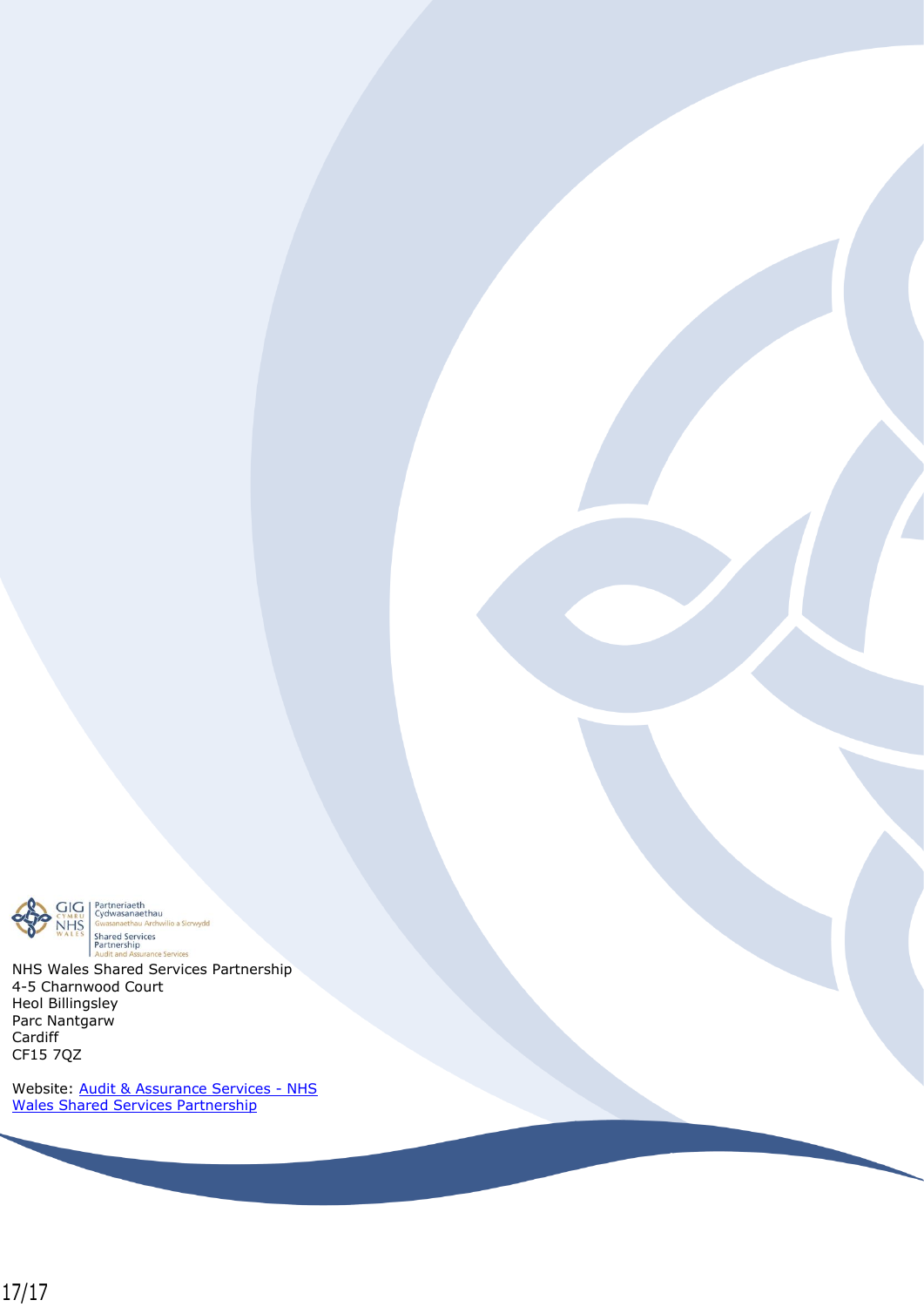GIG CYMRU NHS WALES | Partneriaeth Cydwasanaethau Gwasanaethau Archwilio a Sicrwydd Shared Services Partnership Audit and Assurance Services

NHS Wales Shared Services Partnership
4-5 Charnwood Court
Heol Billingsley
Parc Nantgarw
Cardiff
CF15 7QZ

Website: [Audit & Assurance Services - NHS Wales Shared Services Partnership]